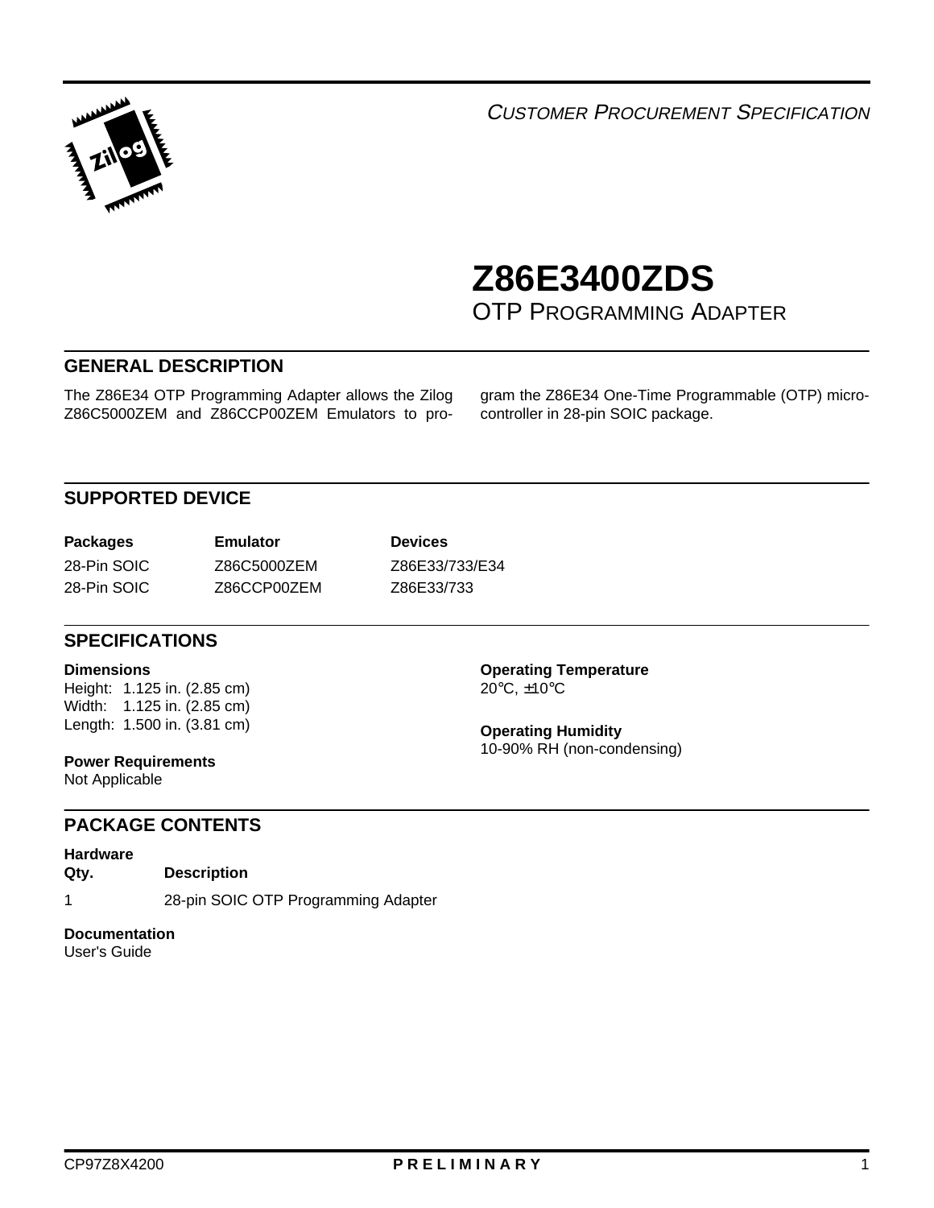*CUSTOMER PROCUREMENT SPECIFICATION*

# Z86E3400ZDS

## OTP PROGRAMMING ADAPTER

## GENERAL DESCRIPTION

The Z86E34 OTP Programming Adapter allows the Zilog Z86C5000ZEM and Z86CCP00ZEM Emulators to program the Z86E34 One-Time Programmable (OTP) microcontroller in 28-pin SOIC package.

## SUPPORTED DEVICE

| Packages | Emulator | Devices |
|---|---|---|
| 28-Pin SOIC | Z86C5000ZEM | Z86E33/733/E34 |
| 28-Pin SOIC | Z86CCP00ZEM | Z86E33/733 |

## SPECIFICATIONS

**Dimensions**
Height: 1.125 in. (2.85 cm)
Width: 1.125 in. (2.85 cm)
Length: 1.500 in. (3.81 cm)

**Power Requirements**
Not Applicable

**Operating Temperature**
20°C, ±10°C

**Operating Humidity**
10-90% RH (non-condensing)

## PACKAGE CONTENTS

**Hardware**

| Qty. | Description |
|---|---|
| 1 | 28-pin SOIC OTP Programming Adapter |

**Documentation**
User's Guide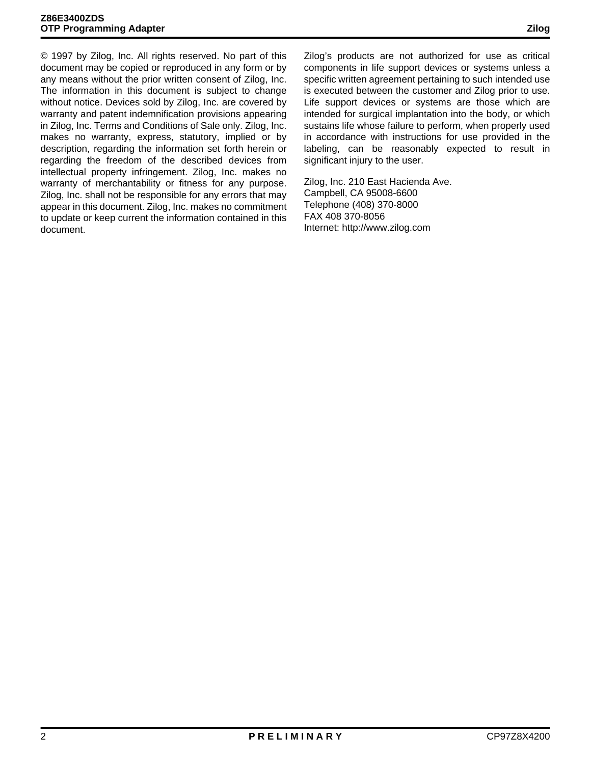© 1997 by Zilog, Inc. All rights reserved. No part of this document may be copied or reproduced in any form or by any means without the prior written consent of Zilog, Inc. The information in this document is subject to change without notice. Devices sold by Zilog, Inc. are covered by warranty and patent indemnification provisions appearing in Zilog, Inc. Terms and Conditions of Sale only. Zilog, Inc. makes no warranty, express, statutory, implied or by description, regarding the information set forth herein or regarding the freedom of the described devices from intellectual property infringement. Zilog, Inc. makes no warranty of merchantability or fitness for any purpose. Zilog, Inc. shall not be responsible for any errors that may appear in this document. Zilog, Inc. makes no commitment to update or keep current the information contained in this document.

Zilog's products are not authorized for use as critical components in life support devices or systems unless a specific written agreement pertaining to such intended use is executed between the customer and Zilog prior to use. Life support devices or systems are those which are intended for surgical implantation into the body, or which sustains life whose failure to perform, when properly used in accordance with instructions for use provided in the labeling, can be reasonably expected to result in significant injury to the user.

Zilog, Inc. 210 East Hacienda Ave.
Campbell, CA 95008-6600
Telephone (408) 370-8000
FAX 408 370-8056
Internet: http://www.zilog.com